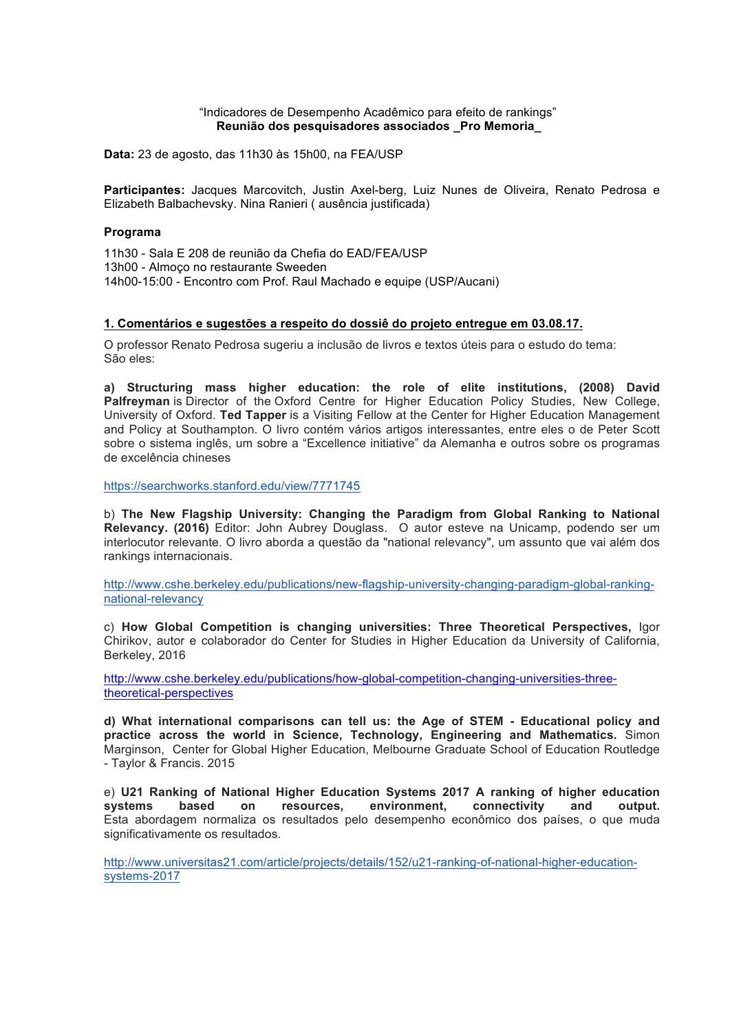“Indicadores de Desempenho Acadêmico para efeito de rankings”
**Reunião dos pesquisadores associados _Pro Memoria_**

**Data:** 23 de agosto, das 11h30 às 15h00, na FEA/USP

**Participantes:** Jacques Marcovitch, Justin Axel-berg, Luiz Nunes de Oliveira, Renato Pedrosa e Elizabeth Balbachevsky. Nina Ranieri ( ausência justificada)

**Programa**

11h30 - Sala E 208 de reunião da Chefia do EAD/FEA/USP
13h00 - Almoço no restaurante Sweeden
14h00-15:00 - Encontro com Prof. Raul Machado e equipe (USP/Aucani)

## 1. Comentários e sugestões a respeito do dossiê do projeto entregue em 03.08.17.

O professor Renato Pedrosa sugeriu a inclusão de livros e textos úteis para o estudo do tema:
São eles:

**a) Structuring mass higher education: the role of elite institutions, (2008) David Palfreyman** is Director of the Oxford Centre for Higher Education Policy Studies, New College, University of Oxford. **Ted Tapper** is a Visiting Fellow at the Center for Higher Education Management and Policy at Southampton. O livro contém vários artigos interessantes, entre eles o de Peter Scott sobre o sistema inglês, um sobre a “Excellence initiative” da Alemanha e outros sobre os programas de excelência chineses

https://searchworks.stanford.edu/view/7771745

b) **The New Flagship University: Changing the Paradigm from Global Ranking to National Relevancy. (2016)** Editor: John Aubrey Douglass. O autor esteve na Unicamp, podendo ser um interlocutor relevante. O livro aborda a questão da "national relevancy", um assunto que vai além dos rankings internacionais.

http://www.cshe.berkeley.edu/publications/new-flagship-university-changing-paradigm-global-ranking-national-relevancy

c) **How Global Competition is changing universities: Three Theoretical Perspectives,** Igor Chirikov, autor e colaborador do Center for Studies in Higher Education da University of California, Berkeley, 2016

http://www.cshe.berkeley.edu/publications/how-global-competition-changing-universities-three-theoretical-perspectives

**d) What international comparisons can tell us: the Age of STEM - Educational policy and practice across the world in Science, Technology, Engineering and Mathematics.** Simon Marginson, Center for Global Higher Education, Melbourne Graduate School of Education Routledge - Taylor & Francis. 2015

e) **U21 Ranking of National Higher Education Systems 2017 A ranking of higher education systems based on resources, environment, connectivity and output.** Esta abordagem normaliza os resultados pelo desempenho econômico dos países, o que muda significativamente os resultados.

http://www.universitas21.com/article/projects/details/152/u21-ranking-of-national-higher-education-systems-2017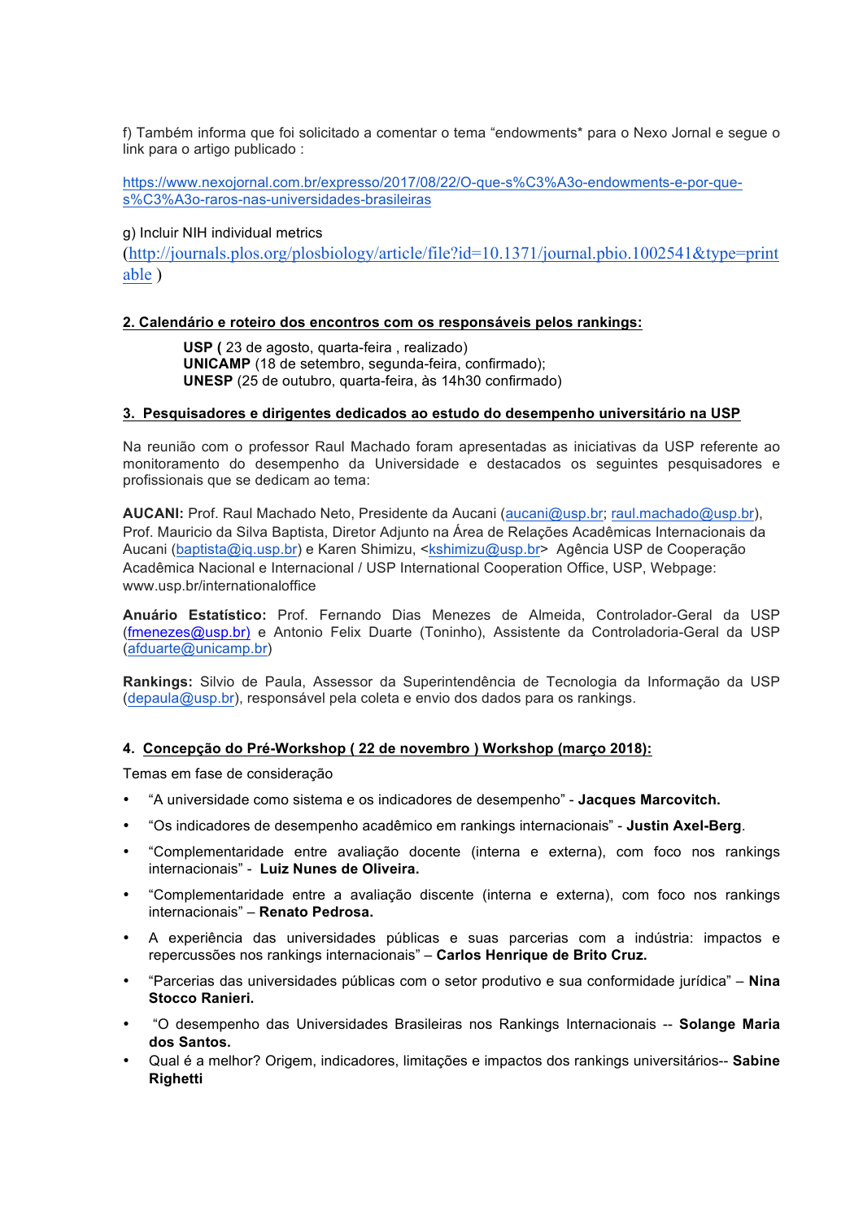f) Também informa que foi solicitado a comentar o tema "endowments* para o Nexo Jornal e segue o link para o artigo publicado :

https://www.nexojornal.com.br/expresso/2017/08/22/O-que-s%C3%A3o-endowments-e-por-que-s%C3%A3o-raros-nas-universidades-brasileiras

g) Incluir NIH individual metrics (http://journals.plos.org/plosbiology/article/file?id=10.1371/journal.pbio.1002541&type=printable )

**2. Calendário e roteiro dos encontros com os responsáveis pelos rankings:**

> **USP (** 23 de agosto, quarta-feira , realizado)
> **UNICAMP** (18 de setembro, segunda-feira, confirmado);
> **UNESP** (25 de outubro, quarta-feira, às 14h30 confirmado)

**3. Pesquisadores e dirigentes dedicados ao estudo do desempenho universitário na USP**

Na reunião com o professor Raul Machado foram apresentadas as iniciativas da USP referente ao monitoramento do desempenho da Universidade e destacados os seguintes pesquisadores e profissionais que se dedicam ao tema:

**AUCANI:** Prof. Raul Machado Neto, Presidente da Aucani (aucani@usp.br; raul.machado@usp.br), Prof. Mauricio da Silva Baptista, Diretor Adjunto na Área de Relações Acadêmicas Internacionais da Aucani (baptista@iq.usp.br) e Karen Shimizu, <kshimizu@usp.br> Agência USP de Cooperação Acadêmica Nacional e Internacional / USP International Cooperation Office, USP, Webpage: www.usp.br/internationaloffice

**Anuário Estatístico:** Prof. Fernando Dias Menezes de Almeida, Controlador-Geral da USP (fmenezes@usp.br) e Antonio Felix Duarte (Toninho), Assistente da Controladoria-Geral da USP (afduarte@unicamp.br)

**Rankings:** Silvio de Paula, Assessor da Superintendência de Tecnologia da Informação da USP (depaula@usp.br), responsável pela coleta e envio dos dados para os rankings.

**4. Concepção do Pré-Workshop ( 22 de novembro ) Workshop (março 2018):**

Temas em fase de consideração

- "A universidade como sistema e os indicadores de desempenho" - **Jacques Marcovitch.**
- "Os indicadores de desempenho acadêmico em rankings internacionais" - **Justin Axel-Berg**.
- "Complementaridade entre avaliação docente (interna e externa), com foco nos rankings internacionais" - **Luiz Nunes de Oliveira.**
- "Complementaridade entre a avaliação discente (interna e externa), com foco nos rankings internacionais" – **Renato Pedrosa.**
- A experiência das universidades públicas e suas parcerias com a indústria: impactos e repercussões nos rankings internacionais" – **Carlos Henrique de Brito Cruz.**
- "Parcerias das universidades públicas com o setor produtivo e sua conformidade jurídica" – **Nina Stocco Ranieri.**
- "O desempenho das Universidades Brasileiras nos Rankings Internacionais -- **Solange Maria dos Santos.**
- Qual é a melhor? Origem, indicadores, limitações e impactos dos rankings universitários-- **Sabine Righetti**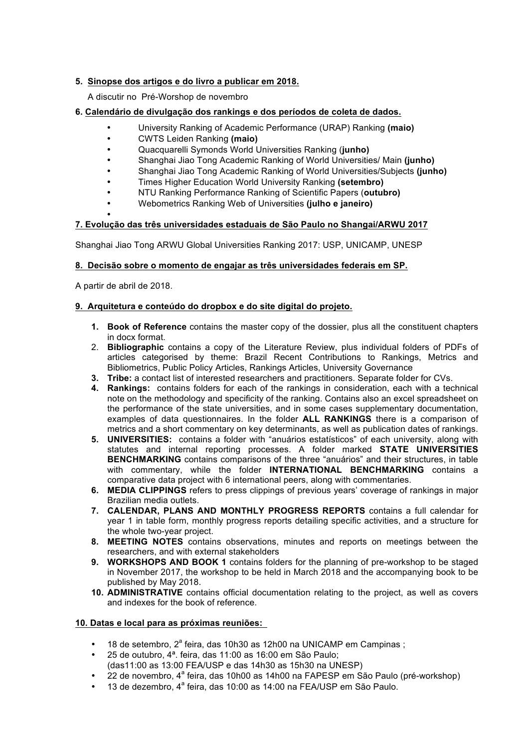**5. Sinopse dos artigos e do livro a publicar em 2018.**

A discutir no Pré-Worshop de novembro

**6. Calendário de divulgação dos rankings e dos períodos de coleta de dados.**

- University Ranking of Academic Performance (URAP) Ranking **(maio)**
- CWTS Leiden Ranking **(maio)**
- Quacquarelli Symonds World Universities Ranking (**junho)**
- Shanghai Jiao Tong Academic Ranking of World Universities/ Main **(junho)**
- Shanghai Jiao Tong Academic Ranking of World Universities/Subjects **(junho)**
- Times Higher Education World University Ranking **(setembro)**
- NTU Ranking Performance Ranking of Scientific Papers (**outubro)**
- Webometrics Ranking Web of Universities **(julho e janeiro)**

**7. Evolução das três universidades estaduais de São Paulo no Shangai/ARWU 2017**

Shanghai Jiao Tong ARWU Global Universities Ranking 2017: USP, UNICAMP, UNESP

**8. Decisão sobre o momento de engajar as três universidades federais em SP.**

A partir de abril de 2018.

**9. Arquitetura e conteúdo do dropbox e do site digital do projeto.**

1. **Book of Reference** contains the master copy of the dossier, plus all the constituent chapters in docx format.
2. **Bibliographic** contains a copy of the Literature Review, plus individual folders of PDFs of articles categorised by theme: Brazil Recent Contributions to Rankings, Metrics and Bibliometrics, Public Policy Articles, Rankings Articles, University Governance
3. **Tribe:** a contact list of interested researchers and practitioners. Separate folder for CVs.
4. **Rankings:** contains folders for each of the rankings in consideration, each with a technical note on the methodology and specificity of the ranking. Contains also an excel spreadsheet on the performance of the state universities, and in some cases supplementary documentation, examples of data questionnaires. In the folder **ALL RANKINGS** there is a comparison of metrics and a short commentary on key determinants, as well as publication dates of rankings.
5. **UNIVERSITIES:** contains a folder with "anuários estatísticos" of each university, along with statutes and internal reporting processes. A folder marked **STATE UNIVERSITIES BENCHMARKING** contains comparisons of the three "anuários" and their structures, in table with commentary, while the folder **INTERNATIONAL BENCHMARKING** contains a comparative data project with 6 international peers, along with commentaries.
6. **MEDIA CLIPPINGS** refers to press clippings of previous years' coverage of rankings in major Brazilian media outlets.
7. **CALENDAR, PLANS AND MONTHLY PROGRESS REPORTS** contains a full calendar for year 1 in table form, monthly progress reports detailing specific activities, and a structure for the whole two-year project.
8. **MEETING NOTES** contains observations, minutes and reports on meetings between the researchers, and with external stakeholders
9. **WORKSHOPS AND BOOK 1** contains folders for the planning of pre-workshop to be staged in November 2017, the workshop to be held in March 2018 and the accompanying book to be published by May 2018.
10. **ADMINISTRATIVE** contains official documentation relating to the project, as well as covers and indexes for the book of reference.

**10. Datas e local para as próximas reuniões:**

- 18 de setembro, 2ª feira, das 10h30 as 12h00 na UNICAMP em Campinas ;
- 25 de outubro, 4ª. feira, das 11:00 as 16:00 em São Paulo; (das11:00 as 13:00 FEA/USP e das 14h30 as 15h30 na UNESP)
- 22 de novembro, 4ª feira, das 10h00 as 14h00 na FAPESP em São Paulo (pré-workshop)
- 13 de dezembro, 4ª feira, das 10:00 as 14:00 na FEA/USP em São Paulo.